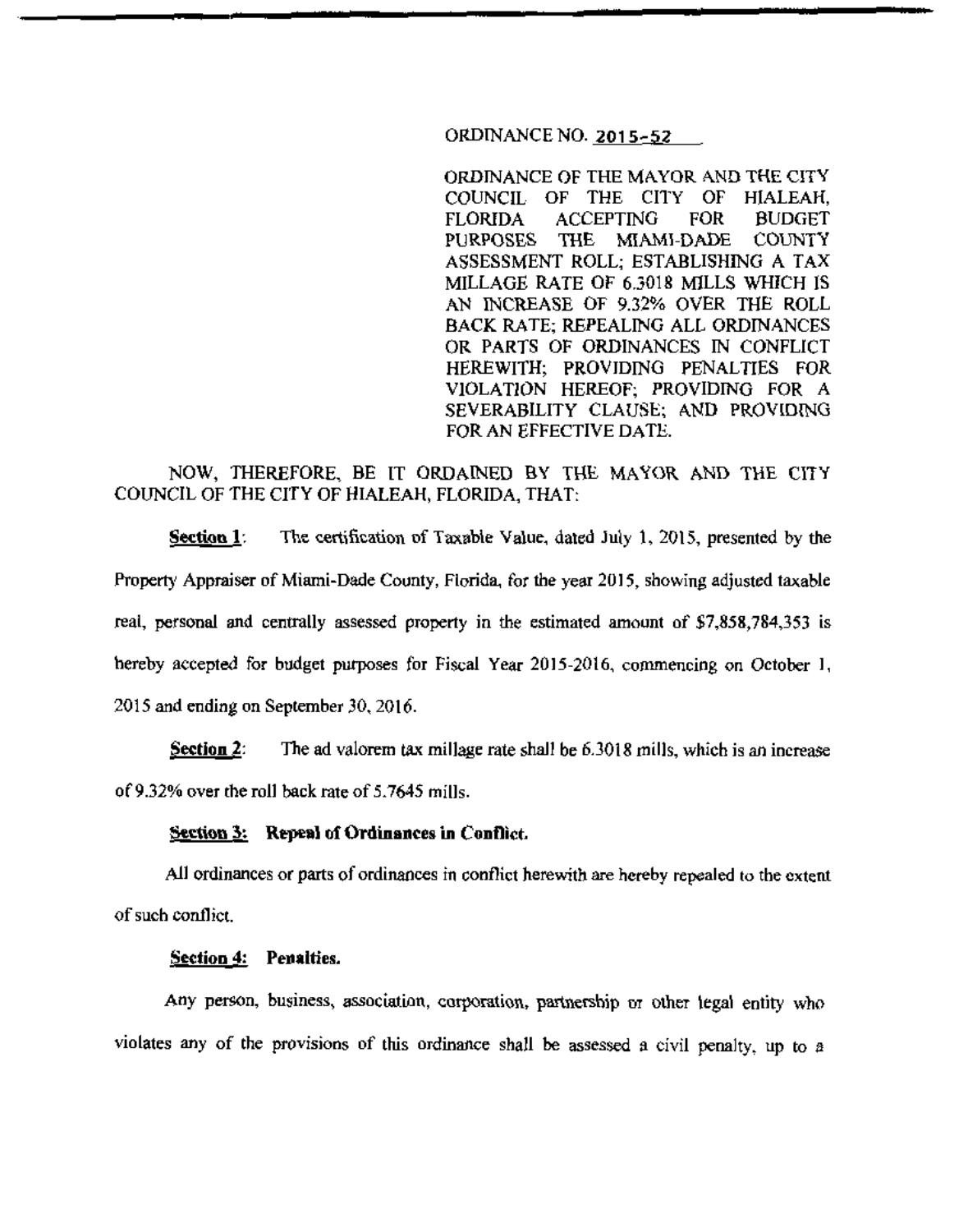ORDINANCE NO. 2015-52

ORDINANCE OF THE MAYOR AND THE CITY COUNCIL OF THE CITY OF HIALEAH, FLORIDA ACCEPTING FOR BUDGET PURPOSES THE MIAMI-DADE COUNTY ASSESSMENT ROLL; ESTABLISHING A TAX MILLAGE RATE OF 6.3018 MILLS WHICH IS AN INCREASE OF 9.32% OVER THE ROLL BACK RATE; REPEALING ALL ORDINANCES OR PARTS OF ORDINANCES IN CONFLICT HEREWITH; PROVIDING PENALTIES FOR VIOLATION HEREOF; PROVIDING FOR A SEVERABILITY CLAUSE; AND PROVIDING FOR AN EFFECTIVE DATE.

NOW, THEREFORE, BE IT ORDAINED BY THE MAYOR AND THE CITY COUNCIL OF THE CITY OF HIALEAH, FLORIDA, THAT:

**Section 1**: The certification of Taxable Value, dated July 1, 2015, presented by the Property Appraiser of Miami-Dade County, Florida, for the year 2015, showing adjusted taxable real, personal and centrally assessed property in the estimated amount of $7,858,784,353 is hereby accepted for budget purposes for Fiscal Year 2015-2016, commencing on October 1, 2015 and ending on September 30, 2016.

**Section 2**: The ad valorem tax millage rate shall be 6.3018 mills, which is an increase of 9.32% over the roll back rate of 5.7645 mills.

**Section 3: Repeal of Ordinances in Conflict.**

All ordinances or parts of ordinances in conflict herewith are hereby repealed to the extent of such conflict.

**Section 4: Penalties.**

Any person, business, association, corporation, partnership or other legal entity who violates any of the provisions of this ordinance shall be assessed a civil penalty, up to a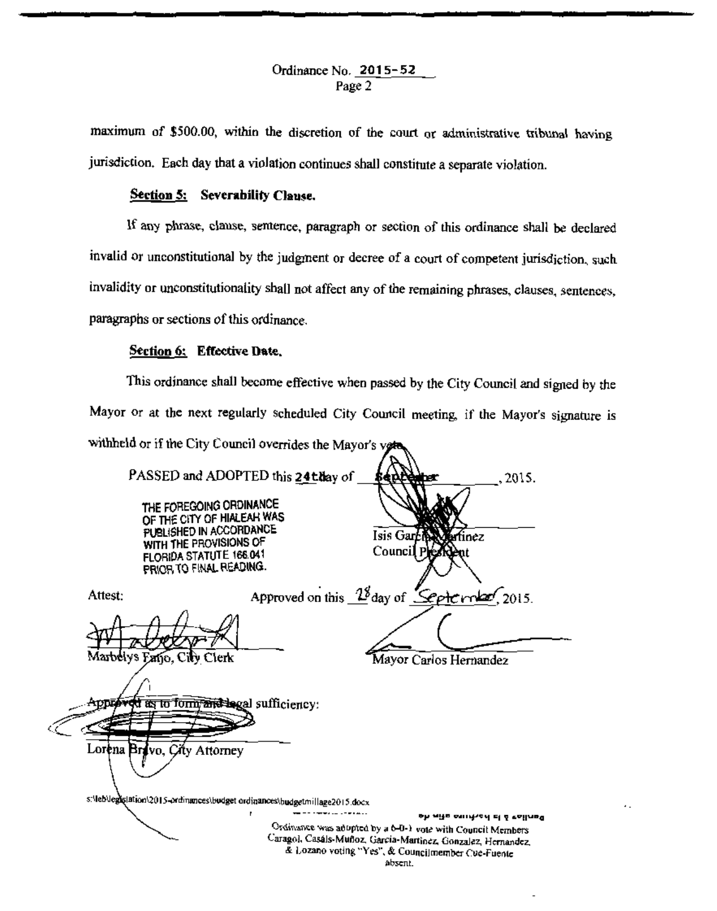Ordinance No. 2015-52

maximum of $500.00, within the discretion of the court or administrative tribunal having jurisdiction. Each day that a violation continues shall constitute a separate violation.

**Section 5: Severability Clause.**

If any phrase, clause, sentence, paragraph or section of this ordinance shall be declared invalid or unconstitutional by the judgment or decree of a court of competent jurisdiction, such invalidity or unconstitutionality shall not affect any of the remaining phrases, clauses, sentences, paragraphs or sections of this ordinance.

**Section 6: Effective Date.**

This ordinance shall become effective when passed by the City Council and signed by the Mayor or at the next regularly scheduled City Council meeting, if the Mayor's signature is withheld or if the City Council overrides the Mayor's veto.

PASSED and ADOPTED this 24th day of September, 2015.

THE FOREGOING ORDINANCE OF THE CITY OF HIALEAH WAS PUBLISHED IN ACCORDANCE WITH THE PROVISIONS OF FLORIDA STATUTE 166.041 PRIOR TO FINAL READING.

Isis Garcia-Martinez
Council President

Attest:

Approved on this 28 day of September, 2015.

Marbelys Fatjo, City Clerk

Mayor Carlos Hernandez

Approved as to form and legal sufficiency:

Lorena Bravo, City Attorney

s:\leb\legislation\2015-ordinances\budget ordinances\budgetmillage2015.docx

Ordinance was adopted by a 6-0-1 vote with Council Members Caragol, Casáls-Muñoz, Garcia-Martinez, Gonzalez, Hernandez, & Lozano voting "Yes", & Councilmember Cue-Fuente absent.